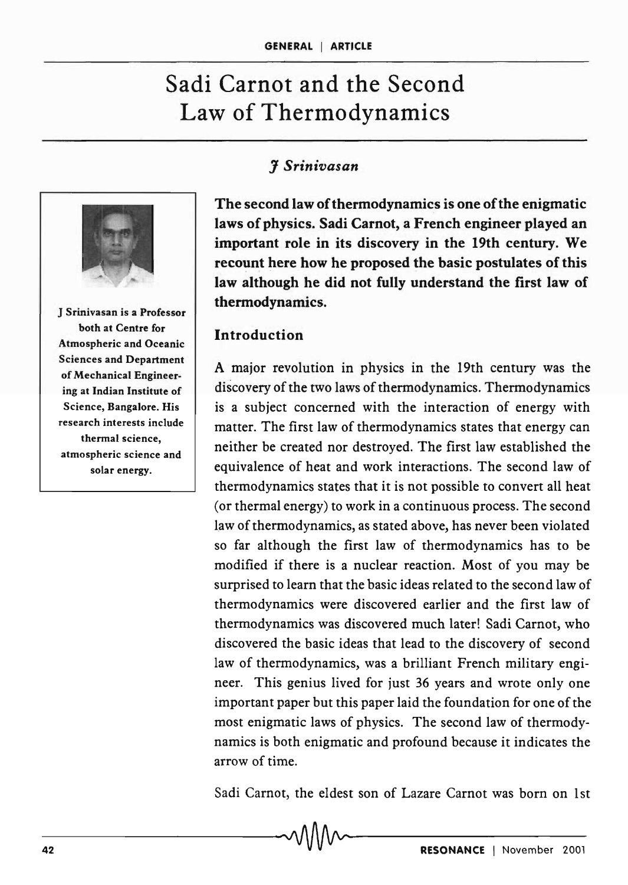# Sadi Carnot and the Second Law of Thermodynamics

*J Srinivasan*

J Srinivasan is a Professor both at Centre for Atmospheric and Oceanic Sciences and Department of Mechanical Engineering at Indian Institute of Science, Bangalore. His research interests include thermal science, atmospheric science and solar energy.

**The second law of thermodynamics is one of the enigmatic laws of physics. Sadi Carnot, a French engineer played an important role in its discovery in the 19th century. We recount here how he proposed the basic postulates of this law although he did not fully understand the first law of thermodynamics.**

## Introduction

A major revolution in physics in the 19th century was the discovery of the two laws of thermodynamics. Thermodynamics is a subject concerned with the interaction of energy with matter. The first law of thermodynamics states that energy can neither be created nor destroyed. The first law established the equivalence of heat and work interactions. The second law of thermodynamics states that it is not possible to convert all heat (or thermal energy) to work in a continuous process. The second law of thermodynamics, as stated above, has never been violated so far although the first law of thermodynamics has to be modified if there is a nuclear reaction. Most of you may be surprised to learn that the basic ideas related to the second law of thermodynamics were discovered earlier and the first law of thermodynamics was discovered much later! Sadi Carnot, who discovered the basic ideas that lead to the discovery of second law of thermodynamics, was a brilliant French military engineer. This genius lived for just 36 years and wrote only one important paper but this paper laid the foundation for one of the most enigmatic laws of physics. The second law of thermodynamics is both enigmatic and profound because it indicates the arrow of time.

Sadi Carnot, the eldest son of Lazare Carnot was born on 1st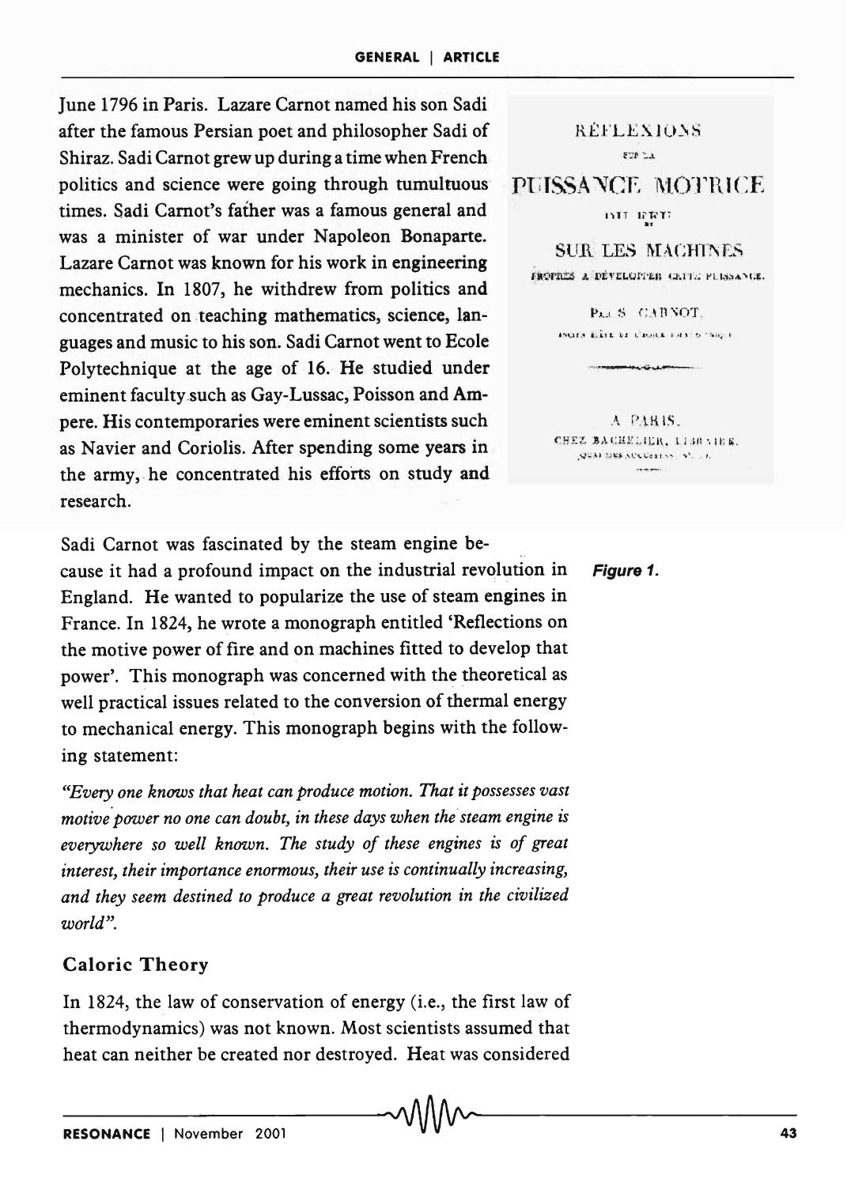June 1796 in Paris. Lazare Carnot named his son Sadi after the famous Persian poet and philosopher Sadi of Shiraz. Sadi Carnot grew up during a time when French politics and science were going through tumultuous times. Sadi Carnot's father was a famous general and was a minister of war under Napoleon Bonaparte. Lazare Carnot was known for his work in engineering mechanics. In 1807, he withdrew from politics and concentrated on teaching mathematics, science, languages and music to his son. Sadi Carnot went to Ecole Polytechnique at the age of 16. He studied under eminent faculty such as Gay-Lussac, Poisson and Ampere. His contemporaries were eminent scientists such as Navier and Coriolis. After spending some years in the army, he concentrated his efforts on study and research.

Figure 1.

Sadi Carnot was fascinated by the steam engine because it had a profound impact on the industrial revolution in England. He wanted to popularize the use of steam engines in France. In 1824, he wrote a monograph entitled 'Reflections on the motive power of fire and on machines fitted to develop that power'. This monograph was concerned with the theoretical as well practical issues related to the conversion of thermal energy to mechanical energy. This monograph begins with the following statement:

*"Every one knows that heat can produce motion. That it possesses vast motive power no one can doubt, in these days when the steam engine is everywhere so well known. The study of these engines is of great interest, their importance enormous, their use is continually increasing, and they seem destined to produce a great revolution in the civilized world".*

## Caloric Theory

In 1824, the law of conservation of energy (i.e., the first law of thermodynamics) was not known. Most scientists assumed that heat can neither be created nor destroyed. Heat was considered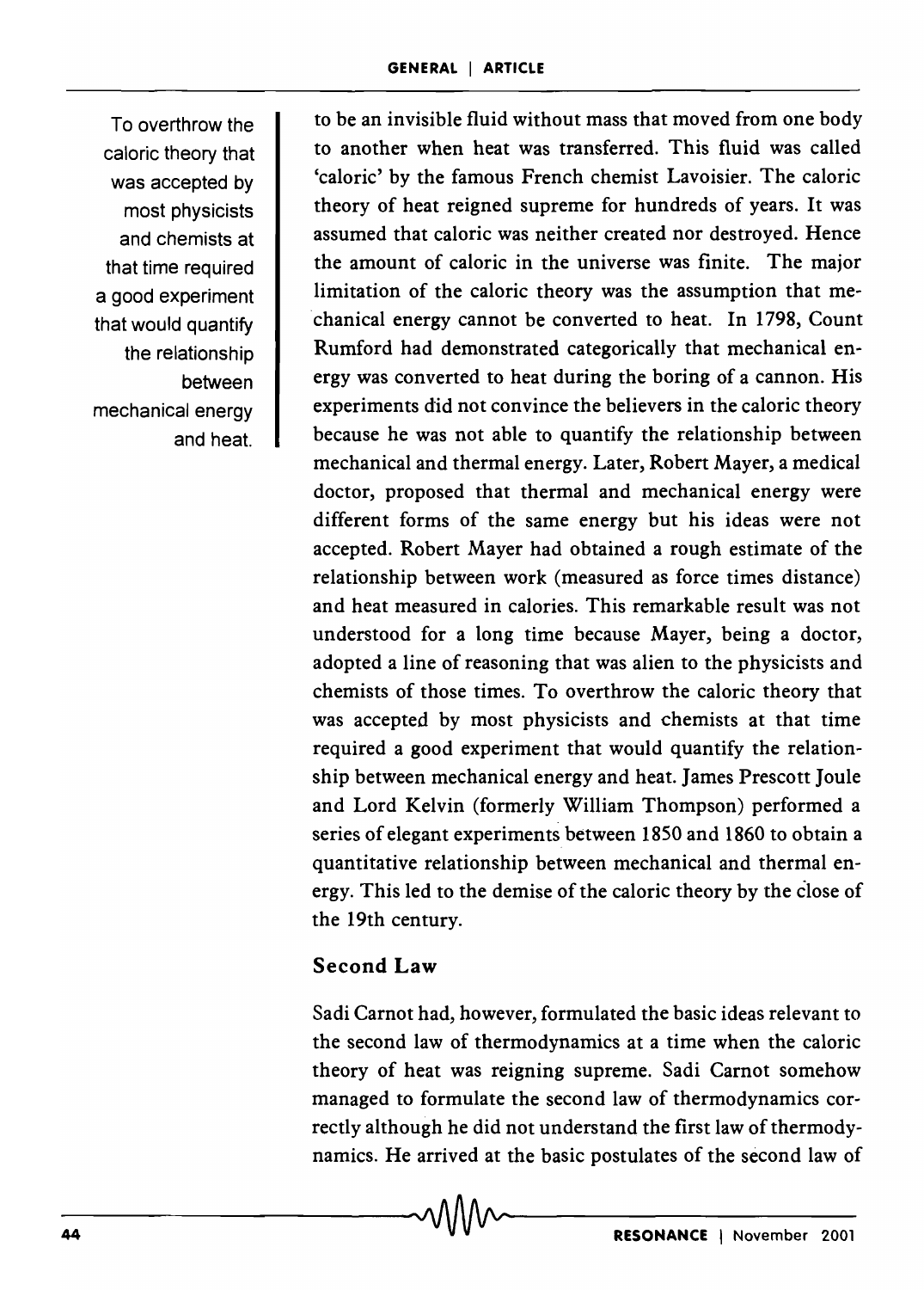To overthrow the caloric theory that was accepted by most physicists and chemists at that time required a good experiment that would quantify the relationship between mechanical energy and heat.

to be an invisible fluid without mass that moved from one body to another when heat was transferred. This fluid was called 'caloric' by the famous French chemist Lavoisier. The caloric theory of heat reigned supreme for hundreds of years. It was assumed that caloric was neither created nor destroyed. Hence the amount of caloric in the universe was finite. The major limitation of the caloric theory was the assumption that mechanical energy cannot be converted to heat. In 1798, Count Rumford had demonstrated categorically that mechanical energy was converted to heat during the boring of a cannon. His experiments did not convince the believers in the caloric theory because he was not able to quantify the relationship between mechanical and thermal energy. Later, Robert Mayer, a medical doctor, proposed that thermal and mechanical energy were different forms of the same energy but his ideas were not accepted. Robert Mayer had obtained a rough estimate of the relationship between work (measured as force times distance) and heat measured in calories. This remarkable result was not understood for a long time because Mayer, being a doctor, adopted a line of reasoning that was alien to the physicists and chemists of those times. To overthrow the caloric theory that was accepted by most physicists and chemists at that time required a good experiment that would quantify the relationship between mechanical energy and heat. James Prescott Joule and Lord Kelvin (formerly William Thompson) performed a series of elegant experiments between 1850 and 1860 to obtain a quantitative relationship between mechanical and thermal energy. This led to the demise of the caloric theory by the close of the 19th century.

## Second Law

Sadi Carnot had, however, formulated the basic ideas relevant to the second law of thermodynamics at a time when the caloric theory of heat was reigning supreme. Sadi Carnot somehow managed to formulate the second law of thermodynamics correctly although he did not understand the first law of thermodynamics. He arrived at the basic postulates of the second law of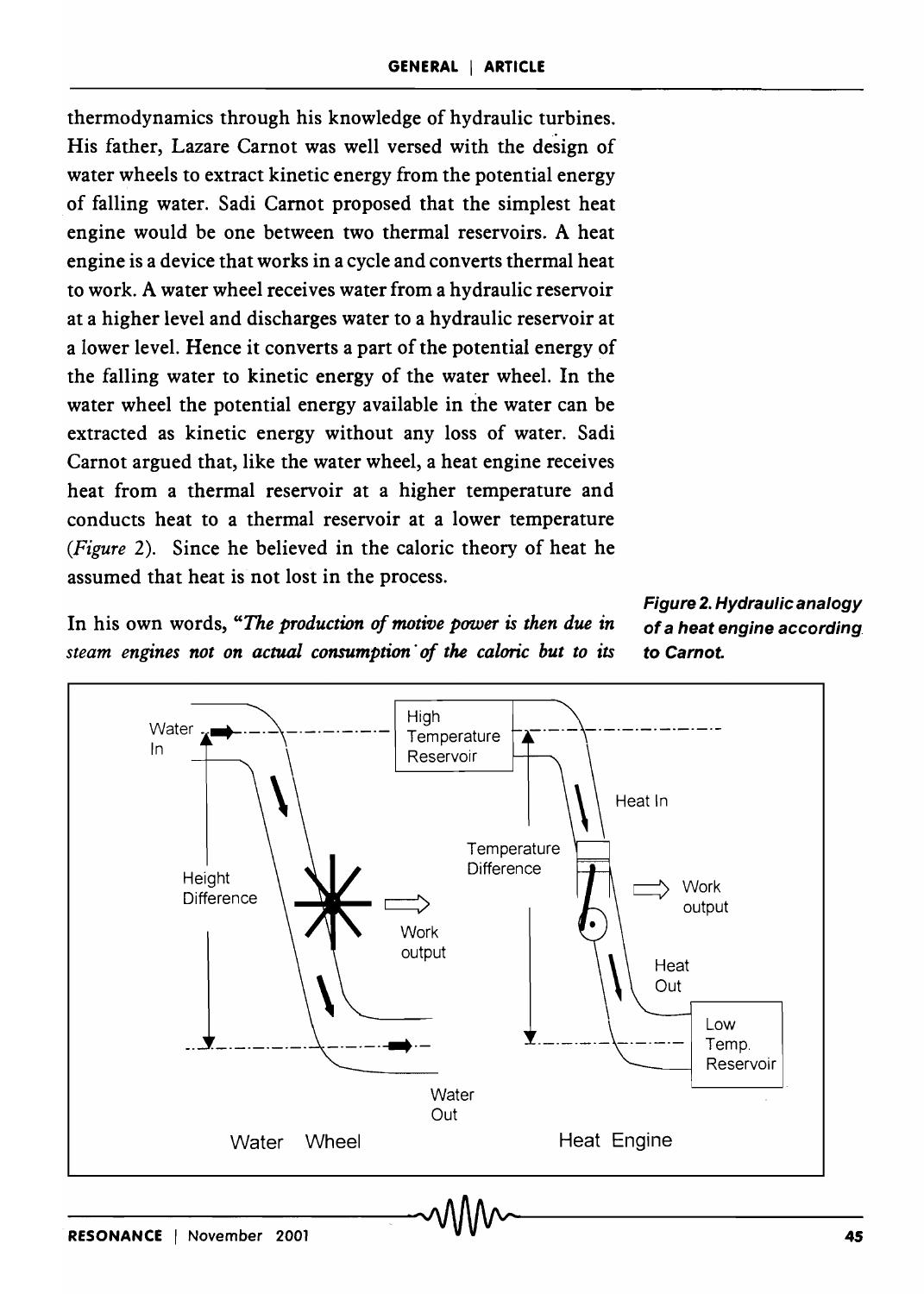thermodynamics through his knowledge of hydraulic turbines. His father, Lazare Carnot was well versed with the design of water wheels to extract kinetic energy from the potential energy of falling water. Sadi Carnot proposed that the simplest heat engine would be one between two thermal reservoirs. A heat engine is a device that works in a cycle and converts thermal heat to work. A water wheel receives water from a hydraulic reservoir at a higher level and discharges water to a hydraulic reservoir at a lower level. Hence it converts a part of the potential energy of the falling water to kinetic energy of the water wheel. In the water wheel the potential energy available in the water can be extracted as kinetic energy without any loss of water. Sadi Carnot argued that, like the water wheel, a heat engine receives heat from a thermal reservoir at a higher temperature and conducts heat to a thermal reservoir at a lower temperature (*Figure* 2). Since he believed in the caloric theory of heat he assumed that heat is not lost in the process.

In his own words, "***The production of motive power is then due in steam engines not on actual consumption of the caloric but to its***

***Figure 2. Hydraulic analogy of a heat engine according to Carnot.***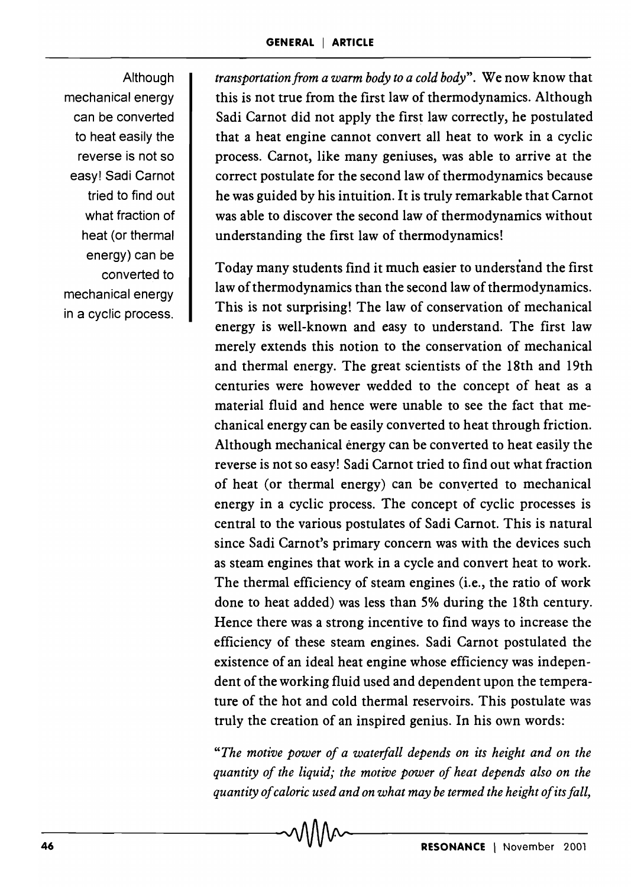*transportation from a warm body to a cold body*". We now know that this is not true from the first law of thermodynamics. Although Sadi Carnot did not apply the first law correctly, he postulated that a heat engine cannot convert all heat to work in a cyclic process. Carnot, like many geniuses, was able to arrive at the correct postulate for the second law of thermodynamics because he was guided by his intuition. It is truly remarkable that Carnot was able to discover the second law of thermodynamics without understanding the first law of thermodynamics!

Although mechanical energy can be converted to heat easily the reverse is not so easy! Sadi Carnot tried to find out what fraction of heat (or thermal energy) can be converted to mechanical energy in a cyclic process.

Today many students find it much easier to understand the first law of thermodynamics than the second law of thermodynamics. This is not surprising! The law of conservation of mechanical energy is well-known and easy to understand. The first law merely extends this notion to the conservation of mechanical and thermal energy. The great scientists of the 18th and 19th centuries were however wedded to the concept of heat as a material fluid and hence were unable to see the fact that mechanical energy can be easily converted to heat through friction. Although mechanical energy can be converted to heat easily the reverse is not so easy! Sadi Carnot tried to find out what fraction of heat (or thermal energy) can be converted to mechanical energy in a cyclic process. The concept of cyclic processes is central to the various postulates of Sadi Carnot. This is natural since Sadi Carnot's primary concern was with the devices such as steam engines that work in a cycle and convert heat to work. The thermal efficiency of steam engines (i.e., the ratio of work done to heat added) was less than 5% during the 18th century. Hence there was a strong incentive to find ways to increase the efficiency of these steam engines. Sadi Carnot postulated the existence of an ideal heat engine whose efficiency was independent of the working fluid used and dependent upon the temperature of the hot and cold thermal reservoirs. This postulate was truly the creation of an inspired genius. In his own words:

"*The motive power of a waterfall depends on its height and on the quantity of the liquid; the motive power of heat depends also on the quantity of caloric used and on what may be termed the height of its fall,*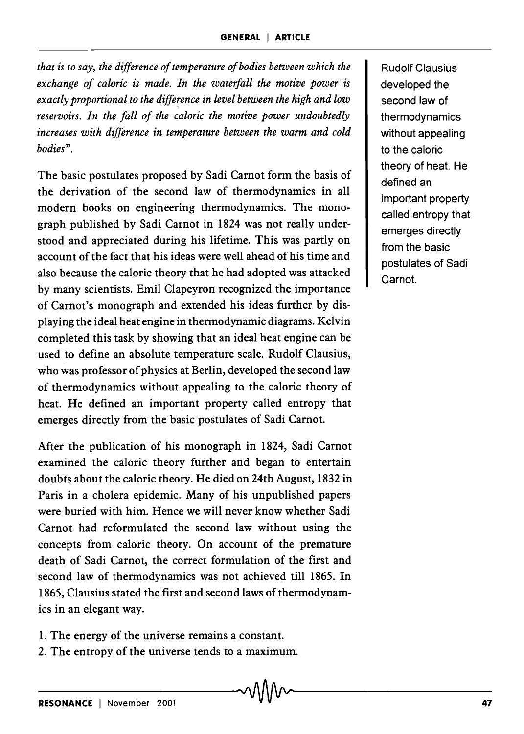*that is to say, the difference of temperature of bodies between which the exchange of caloric is made. In the waterfall the motive power is exactly proportional to the difference in level between the high and low reservoirs. In the fall of the caloric the motive power undoubtedly increases with difference in temperature between the warm and cold bodies".*

The basic postulates proposed by Sadi Carnot form the basis of the derivation of the second law of thermodynamics in all modern books on engineering thermodynamics. The monograph published by Sadi Carnot in 1824 was not really understood and appreciated during his lifetime. This was partly on account of the fact that his ideas were well ahead of his time and also because the caloric theory that he had adopted was attacked by many scientists. Emil Clapeyron recognized the importance of Carnot's monograph and extended his ideas further by displaying the ideal heat engine in thermodynamic diagrams. Kelvin completed this task by showing that an ideal heat engine can be used to define an absolute temperature scale. Rudolf Clausius, who was professor of physics at Berlin, developed the second law of thermodynamics without appealing to the caloric theory of heat. He defined an important property called entropy that emerges directly from the basic postulates of Sadi Carnot.

Rudolf Clausius developed the second law of thermodynamics without appealing to the caloric theory of heat. He defined an important property called entropy that emerges directly from the basic postulates of Sadi Carnot.

After the publication of his monograph in 1824, Sadi Carnot examined the caloric theory further and began to entertain doubts about the caloric theory. He died on 24th August, 1832 in Paris in a cholera epidemic. Many of his unpublished papers were buried with him. Hence we will never know whether Sadi Carnot had reformulated the second law without using the concepts from caloric theory. On account of the premature death of Sadi Carnot, the correct formulation of the first and second law of thermodynamics was not achieved till 1865. In 1865, Clausius stated the first and second laws of thermodynamics in an elegant way.

1. The energy of the universe remains a constant.
2. The entropy of the universe tends to a maximum.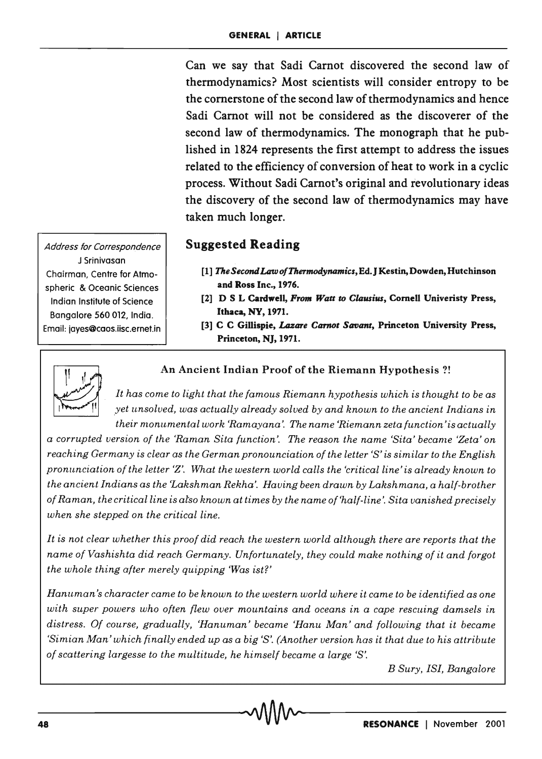Can we say that Sadi Carnot discovered the second law of thermodynamics? Most scientists will consider entropy to be the cornerstone of the second law of thermodynamics and hence Sadi Carnot will not be considered as the discoverer of the second law of thermodynamics. The monograph that he published in 1824 represents the first attempt to address the issues related to the efficiency of conversion of heat to work in a cyclic process. Without Sadi Carnot's original and revolutionary ideas the discovery of the second law of thermodynamics may have taken much longer.

*Address for Correspondence*
J Srinivasan
Chairman, Centre for Atmospheric & Oceanic Sciences
Indian Institute of Science
Bangalore 560 012, India.
Email: jayes@caos.iisc.ernet.in

## Suggested Reading

[1] ***The Second Law of Thermodynamics***, **Ed. J Kestin, Dowden, Hutchinson and Ross Inc., 1976.**

[2] **D S L Cardwell, *From Watt to Clausius*, Cornell Univeristy Press, Ithaca, NY, 1971.**

[3] **C C Gillispie, *Lazare Carnot Savant*, Princeton University Press, Princeton, NJ, 1971.**

### An Ancient Indian Proof of the Riemann Hypothesis ?!

*It has come to light that the famous Riemann hypothesis which is thought to be as yet unsolved, was actually already solved by and known to the ancient Indians in their monumental work 'Ramayana'. The name 'Riemann zeta function' is actually a corrupted version of the 'Raman Sita function'. The reason the name 'Sita' became 'Zeta' on reaching Germany is clear as the German pronounciation of the letter 'S' is similar to the English pronunciation of the letter 'Z'. What the western world calls the 'critical line' is already known to the ancient Indians as the 'Lakshman Rekha'. Having been drawn by Lakshmana, a half-brother of Raman, the critical line is also known at times by the name of 'half-line'. Sita vanished precisely when she stepped on the critical line.*

*It is not clear whether this proof did reach the western world although there are reports that the name of Vashishta did reach Germany. Unfortunately, they could make nothing of it and forgot the whole thing after merely quipping 'Was ist?'*

*Hanuman's character came to be known to the western world where it came to be identified as one with super powers who often flew over mountains and oceans in a cape rescuing damsels in distress. Of course, gradually, 'Hanuman' became 'Hanu Man' and following that it became 'Simian Man' which finally ended up as a big 'S'. (Another version has it that due to his attribute of scattering largesse to the multitude, he himself became a large 'S'.*

*B Sury, ISI, Bangalore*